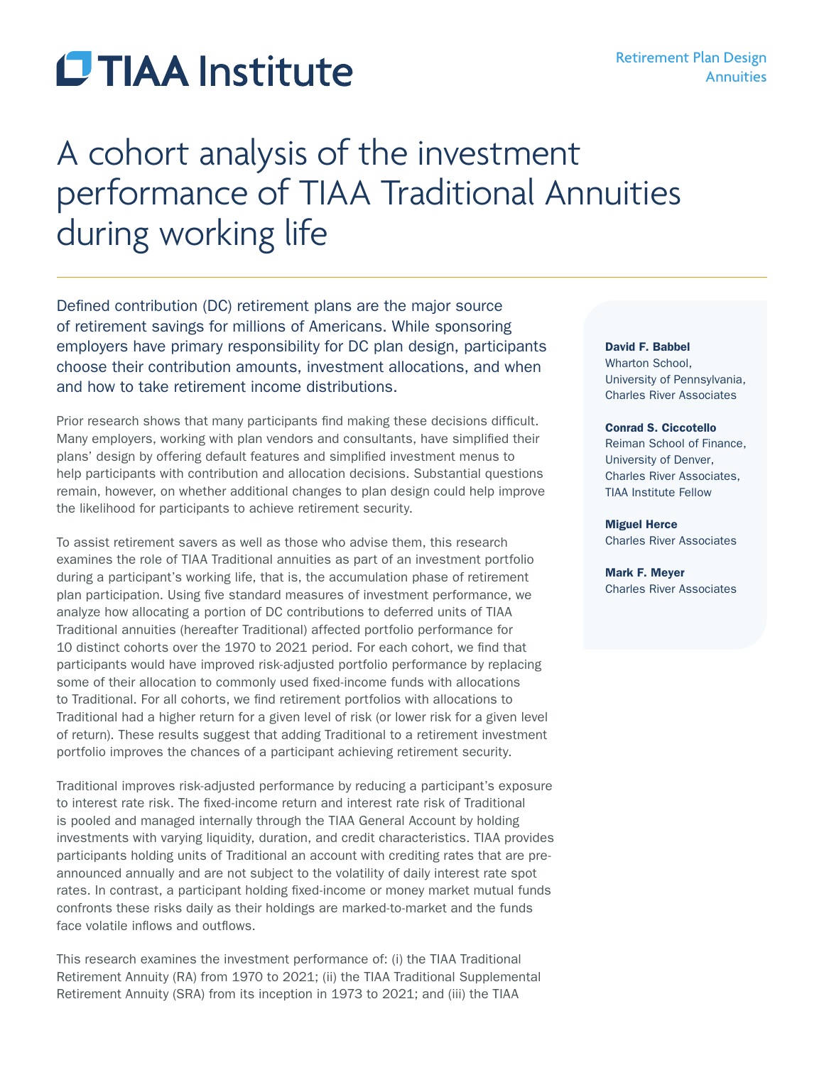# TIAA Institute

Retirement Plan Design
Annuities

# A cohort analysis of the investment performance of TIAA Traditional Annuities during working life

Defined contribution (DC) retirement plans are the major source of retirement savings for millions of Americans. While sponsoring employers have primary responsibility for DC plan design, participants choose their contribution amounts, investment allocations, and when and how to take retirement income distributions.

**David F. Babbel**
Wharton School,
University of Pennsylvania,
Charles River Associates

**Conrad S. Ciccotello**
Reiman School of Finance,
University of Denver,
Charles River Associates,
TIAA Institute Fellow

**Miguel Herce**
Charles River Associates

**Mark F. Meyer**
Charles River Associates

Prior research shows that many participants find making these decisions difficult. Many employers, working with plan vendors and consultants, have simplified their plans' design by offering default features and simplified investment menus to help participants with contribution and allocation decisions. Substantial questions remain, however, on whether additional changes to plan design could help improve the likelihood for participants to achieve retirement security.

To assist retirement savers as well as those who advise them, this research examines the role of TIAA Traditional annuities as part of an investment portfolio during a participant's working life, that is, the accumulation phase of retirement plan participation. Using five standard measures of investment performance, we analyze how allocating a portion of DC contributions to deferred units of TIAA Traditional annuities (hereafter Traditional) affected portfolio performance for 10 distinct cohorts over the 1970 to 2021 period. For each cohort, we find that participants would have improved risk-adjusted portfolio performance by replacing some of their allocation to commonly used fixed-income funds with allocations to Traditional. For all cohorts, we find retirement portfolios with allocations to Traditional had a higher return for a given level of risk (or lower risk for a given level of return). These results suggest that adding Traditional to a retirement investment portfolio improves the chances of a participant achieving retirement security.

Traditional improves risk-adjusted performance by reducing a participant's exposure to interest rate risk. The fixed-income return and interest rate risk of Traditional is pooled and managed internally through the TIAA General Account by holding investments with varying liquidity, duration, and credit characteristics. TIAA provides participants holding units of Traditional an account with crediting rates that are pre-announced annually and are not subject to the volatility of daily interest rate spot rates. In contrast, a participant holding fixed-income or money market mutual funds confronts these risks daily as their holdings are marked-to-market and the funds face volatile inflows and outflows.

This research examines the investment performance of: (i) the TIAA Traditional Retirement Annuity (RA) from 1970 to 2021; (ii) the TIAA Traditional Supplemental Retirement Annuity (SRA) from its inception in 1973 to 2021; and (iii) the TIAA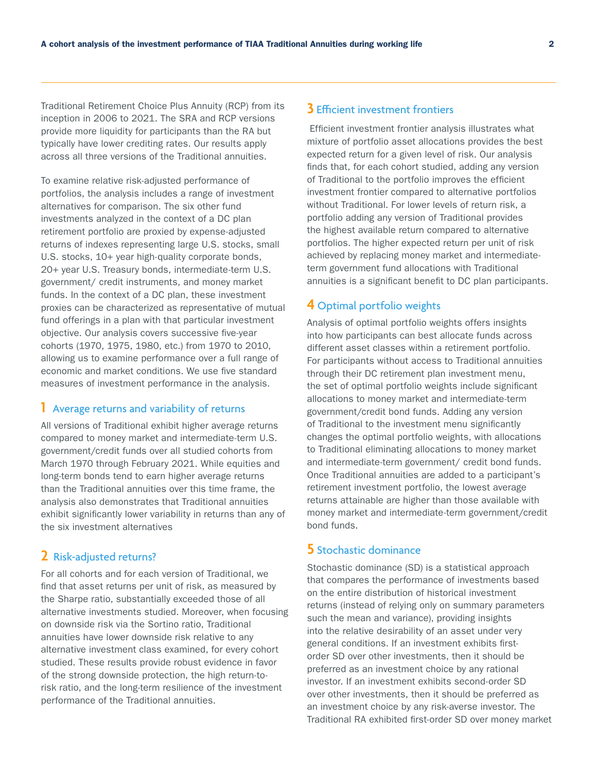Traditional Retirement Choice Plus Annuity (RCP) from its inception in 2006 to 2021. The SRA and RCP versions provide more liquidity for participants than the RA but typically have lower crediting rates. Our results apply across all three versions of the Traditional annuities.

To examine relative risk-adjusted performance of portfolios, the analysis includes a range of investment alternatives for comparison. The six other fund investments analyzed in the context of a DC plan retirement portfolio are proxied by expense-adjusted returns of indexes representing large U.S. stocks, small U.S. stocks, 10+ year high-quality corporate bonds, 20+ year U.S. Treasury bonds, intermediate-term U.S. government/ credit instruments, and money market funds. In the context of a DC plan, these investment proxies can be characterized as representative of mutual fund offerings in a plan with that particular investment objective. Our analysis covers successive five-year cohorts (1970, 1975, 1980, etc.) from 1970 to 2010, allowing us to examine performance over a full range of economic and market conditions. We use five standard measures of investment performance in the analysis.

## 1 Average returns and variability of returns

All versions of Traditional exhibit higher average returns compared to money market and intermediate-term U.S. government/credit funds over all studied cohorts from March 1970 through February 2021. While equities and long-term bonds tend to earn higher average returns than the Traditional annuities over this time frame, the analysis also demonstrates that Traditional annuities exhibit significantly lower variability in returns than any of the six investment alternatives

## 2 Risk-adjusted returns?

For all cohorts and for each version of Traditional, we find that asset returns per unit of risk, as measured by the Sharpe ratio, substantially exceeded those of all alternative investments studied. Moreover, when focusing on downside risk via the Sortino ratio, Traditional annuities have lower downside risk relative to any alternative investment class examined, for every cohort studied. These results provide robust evidence in favor of the strong downside protection, the high return-to-risk ratio, and the long-term resilience of the investment performance of the Traditional annuities.

## 3 Efficient investment frontiers

Efficient investment frontier analysis illustrates what mixture of portfolio asset allocations provides the best expected return for a given level of risk. Our analysis finds that, for each cohort studied, adding any version of Traditional to the portfolio improves the efficient investment frontier compared to alternative portfolios without Traditional. For lower levels of return risk, a portfolio adding any version of Traditional provides the highest available return compared to alternative portfolios. The higher expected return per unit of risk achieved by replacing money market and intermediate-term government fund allocations with Traditional annuities is a significant benefit to DC plan participants.

## 4 Optimal portfolio weights

Analysis of optimal portfolio weights offers insights into how participants can best allocate funds across different asset classes within a retirement portfolio. For participants without access to Traditional annuities through their DC retirement plan investment menu, the set of optimal portfolio weights include significant allocations to money market and intermediate-term government/credit bond funds. Adding any version of Traditional to the investment menu significantly changes the optimal portfolio weights, with allocations to Traditional eliminating allocations to money market and intermediate-term government/ credit bond funds. Once Traditional annuities are added to a participant's retirement investment portfolio, the lowest average returns attainable are higher than those available with money market and intermediate-term government/credit bond funds.

## 5 Stochastic dominance

Stochastic dominance (SD) is a statistical approach that compares the performance of investments based on the entire distribution of historical investment returns (instead of relying only on summary parameters such the mean and variance), providing insights into the relative desirability of an asset under very general conditions. If an investment exhibits first-order SD over other investments, then it should be preferred as an investment choice by any rational investor. If an investment exhibits second-order SD over other investments, then it should be preferred as an investment choice by any risk-averse investor. The Traditional RA exhibited first-order SD over money market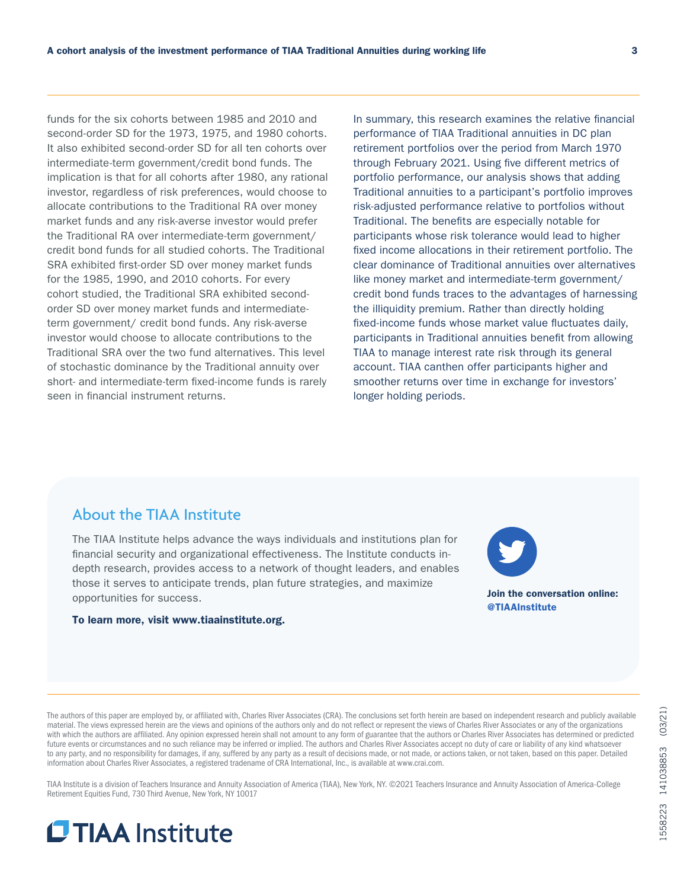funds for the six cohorts between 1985 and 2010 and second-order SD for the 1973, 1975, and 1980 cohorts. It also exhibited second-order SD for all ten cohorts over intermediate-term government/credit bond funds. The implication is that for all cohorts after 1980, any rational investor, regardless of risk preferences, would choose to allocate contributions to the Traditional RA over money market funds and any risk-averse investor would prefer the Traditional RA over intermediate-term government/ credit bond funds for all studied cohorts. The Traditional SRA exhibited first-order SD over money market funds for the 1985, 1990, and 2010 cohorts. For every cohort studied, the Traditional SRA exhibited second-order SD over money market funds and intermediate-term government/ credit bond funds. Any risk-averse investor would choose to allocate contributions to the Traditional SRA over the two fund alternatives. This level of stochastic dominance by the Traditional annuity over short- and intermediate-term fixed-income funds is rarely seen in financial instrument returns.

In summary, this research examines the relative financial performance of TIAA Traditional annuities in DC plan retirement portfolios over the period from March 1970 through February 2021. Using five different metrics of portfolio performance, our analysis shows that adding Traditional annuities to a participant's portfolio improves risk-adjusted performance relative to portfolios without Traditional. The benefits are especially notable for participants whose risk tolerance would lead to higher fixed income allocations in their retirement portfolio. The clear dominance of Traditional annuities over alternatives like money market and intermediate-term government/ credit bond funds traces to the advantages of harnessing the illiquidity premium. Rather than directly holding fixed-income funds whose market value fluctuates daily, participants in Traditional annuities benefit from allowing TIAA to manage interest rate risk through its general account. TIAA canthen offer participants higher and smoother returns over time in exchange for investors' longer holding periods.

## About the TIAA Institute

The TIAA Institute helps advance the ways individuals and institutions plan for financial security and organizational effectiveness. The Institute conducts in-depth research, provides access to a network of thought leaders, and enables those it serves to anticipate trends, plan future strategies, and maximize opportunities for success.

**To learn more, visit www.tiaainstitute.org.**

**Join the conversation online:**
**@TIAAInstitute**

The authors of this paper are employed by, or affiliated with, Charles River Associates (CRA). The conclusions set forth herein are based on independent research and publicly available material. The views expressed herein are the views and opinions of the authors only and do not reflect or represent the views of Charles River Associates or any of the organizations with which the authors are affiliated. Any opinion expressed herein shall not amount to any form of guarantee that the authors or Charles River Associates has determined or predicted future events or circumstances and no such reliance may be inferred or implied. The authors and Charles River Associates accept no duty of care or liability of any kind whatsoever to any party, and no responsibility for damages, if any, suffered by any party as a result of decisions made, or not made, or actions taken, or not taken, based on this paper. Detailed information about Charles River Associates, a registered tradename of CRA International, Inc., is available at www.crai.com.

TIAA Institute is a division of Teachers Insurance and Annuity Association of America (TIAA), New York, NY. ©2021 Teachers Insurance and Annuity Association of America-College Retirement Equities Fund, 730 Third Avenue, New York, NY 10017

TIAA Institute

1558223 141038853 (03/21)